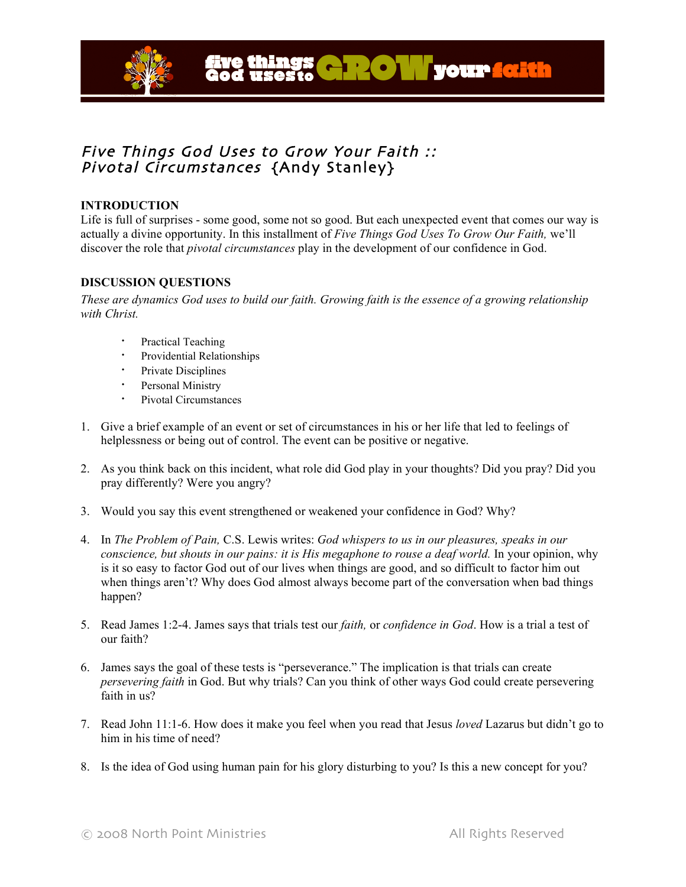# Five Things God Uses to Grow Your Faith :: Pivotal Circumstances {Andy Stanley}

## INTRODUCTION

Life is full of surprises - some good, some not so good. But each unexpected event that comes our way is actually a divine opportunity. In this installment of *Five Things God Uses To Grow Our Faith,* we'll discover the role that *pivotal circumstances* play in the development of our confidence in God.

## DISCUSSION QUESTIONS

*These are dynamics God uses to build our faith. Growing faith is the essence of a growing relationship with Christ.*

- Practical Teaching
- Providential Relationships
- Private Disciplines
- Personal Ministry
- Pivotal Circumstances

1. Give a brief example of an event or set of circumstances in his or her life that led to feelings of helplessness or being out of control. The event can be positive or negative.

2. As you think back on this incident, what role did God play in your thoughts? Did you pray? Did you pray differently? Were you angry?

3. Would you say this event strengthened or weakened your confidence in God? Why?

4. In *The Problem of Pain,* C.S. Lewis writes: *God whispers to us in our pleasures, speaks in our conscience, but shouts in our pains: it is His megaphone to rouse a deaf world.* In your opinion, why is it so easy to factor God out of our lives when things are good, and so difficult to factor him out when things aren't? Why does God almost always become part of the conversation when bad things happen?

5. Read James 1:2-4. James says that trials test our *faith,* or *confidence in God*. How is a trial a test of our faith?

6. James says the goal of these tests is "perseverance." The implication is that trials can create *persevering faith* in God. But why trials? Can you think of other ways God could create persevering faith in us?

7. Read John 11:1-6. How does it make you feel when you read that Jesus *loved* Lazarus but didn't go to him in his time of need?

8. Is the idea of God using human pain for his glory disturbing to you? Is this a new concept for you?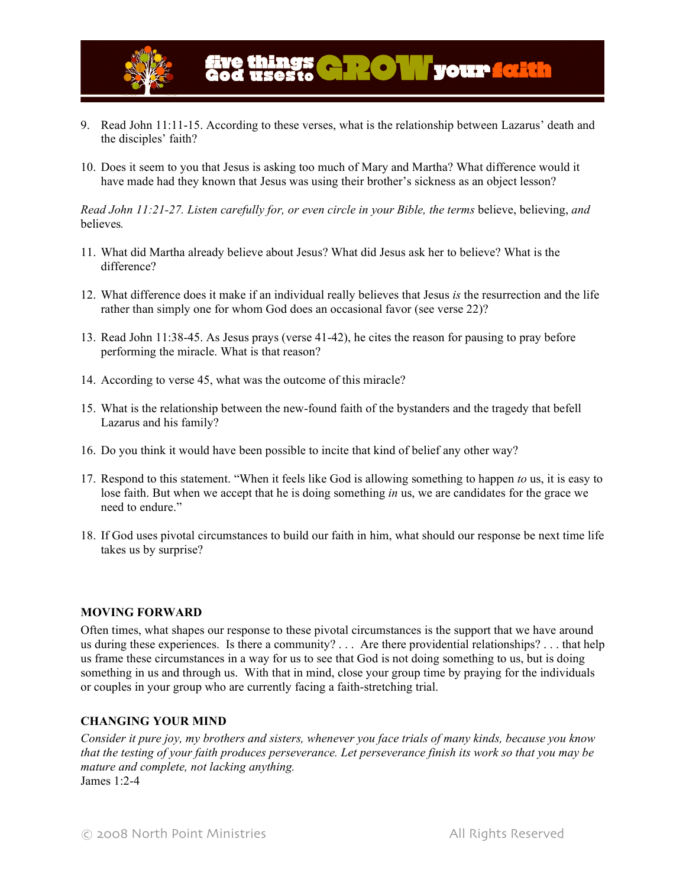9. Read John 11:11-15. According to these verses, what is the relationship between Lazarus' death and the disciples' faith?

10. Does it seem to you that Jesus is asking too much of Mary and Martha? What difference would it have made had they known that Jesus was using their brother's sickness as an object lesson?

*Read John 11:21-27. Listen carefully for, or even circle in your Bible, the terms* believe, believing, *and* believes*.*

11. What did Martha already believe about Jesus? What did Jesus ask her to believe? What is the difference?

12. What difference does it make if an individual really believes that Jesus *is* the resurrection and the life rather than simply one for whom God does an occasional favor (see verse 22)?

13. Read John 11:38-45. As Jesus prays (verse 41-42), he cites the reason for pausing to pray before performing the miracle. What is that reason?

14. According to verse 45, what was the outcome of this miracle?

15. What is the relationship between the new-found faith of the bystanders and the tragedy that befell Lazarus and his family?

16. Do you think it would have been possible to incite that kind of belief any other way?

17. Respond to this statement. "When it feels like God is allowing something to happen *to* us, it is easy to lose faith. But when we accept that he is doing something *in* us, we are candidates for the grace we need to endure."

18. If God uses pivotal circumstances to build our faith in him, what should our response be next time life takes us by surprise?

**MOVING FORWARD**

Often times, what shapes our response to these pivotal circumstances is the support that we have around us during these experiences. Is there a community? . . . Are there providential relationships? . . . that help us frame these circumstances in a way for us to see that God is not doing something to us, but is doing something in us and through us. With that in mind, close your group time by praying for the individuals or couples in your group who are currently facing a faith-stretching trial.

**CHANGING YOUR MIND**

*Consider it pure joy, my brothers and sisters, whenever you face trials of many kinds, because you know that the testing of your faith produces perseverance. Let perseverance finish its work so that you may be mature and complete, not lacking anything.*
James 1:2-4

© 2008 North Point Ministries All Rights Reserved